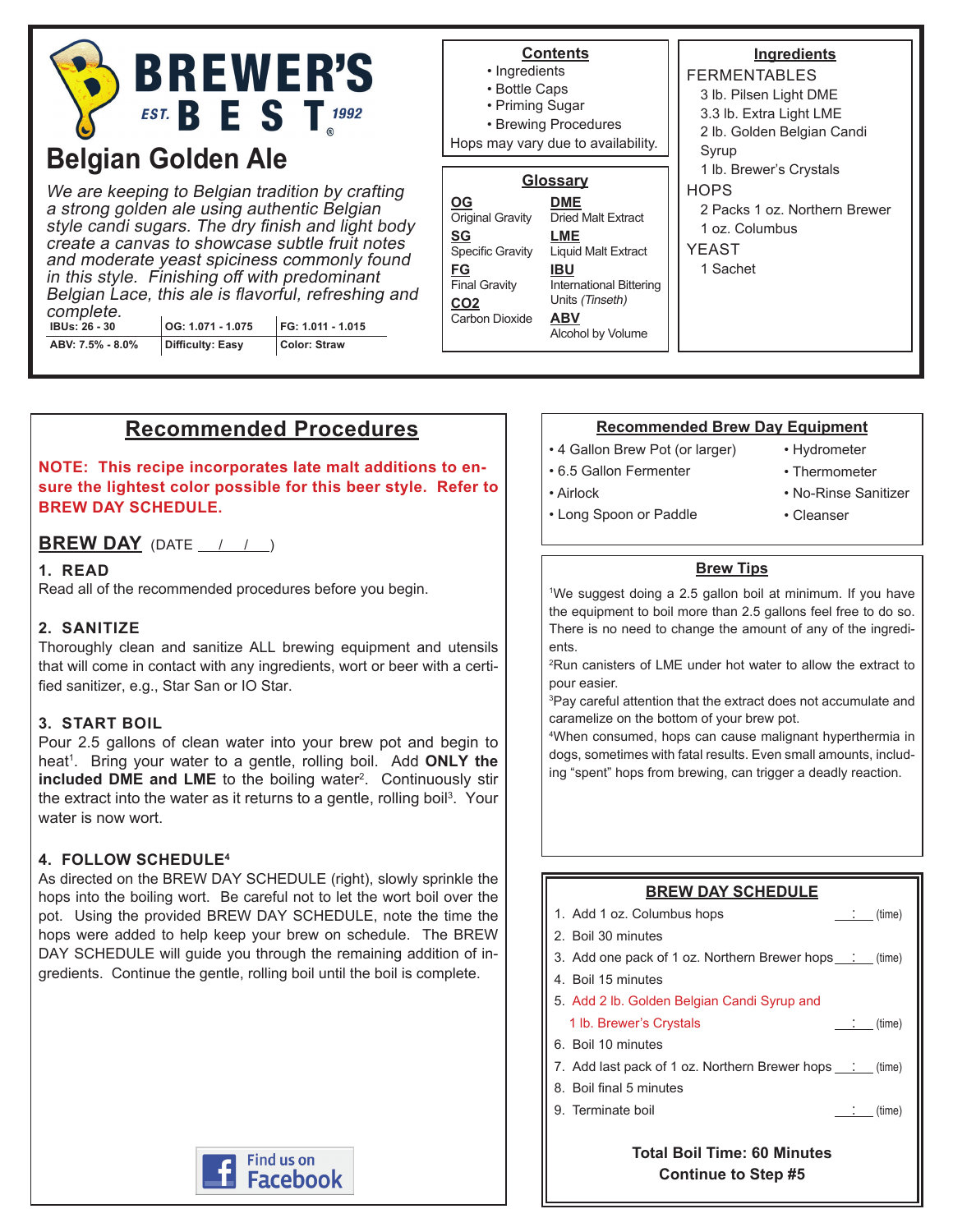# BREWER'S BEST

EST. 1992

## Belgian Golden Ale

*We are keeping to Belgian tradition by crafting a strong golden ale using authentic Belgian style candi sugars. The dry finish and light body create a canvas to showcase subtle fruit notes and moderate yeast spiciness commonly found in this style. Finishing off with predominant Belgian Lace, this ale is flavorful, refreshing and complete.*

| IBUs: 26 - 30 | OG: 1.071 - 1.075 | FG: 1.011 - 1.015 |
|---|---|---|
| ABV: 7.5% - 8.0% | Difficulty: Easy | Color: Straw |

### Contents

- Ingredients
- Bottle Caps
- Priming Sugar
- Brewing Procedures

Hops may vary due to availability.

### Glossary

**OG** Original Gravity
**SG** Specific Gravity
**FG** Final Gravity
**CO2** Carbon Dioxide
**DME** Dried Malt Extract
**LME** Liquid Malt Extract
**IBU** International Bittering Units *(Tinseth)*
**ABV** Alcohol by Volume

### Ingredients

FERMENTABLES
- 3 lb. Pilsen Light DME
- 3.3 lb. Extra Light LME
- 2 lb. Golden Belgian Candi Syrup
- 1 lb. Brewer's Crystals

HOPS
- 2 Packs 1 oz. Northern Brewer
- 1 oz. Columbus

YEAST
- 1 Sachet

## Recommended Procedures

**NOTE: This recipe incorporates late malt additions to ensure the lightest color possible for this beer style. Refer to BREW DAY SCHEDULE.**

### BREW DAY (DATE ___/___/___)

**1. READ**
Read all of the recommended procedures before you begin.

**2. SANITIZE**
Thoroughly clean and sanitize ALL brewing equipment and utensils that will come in contact with any ingredients, wort or beer with a certified sanitizer, e.g., Star San or IO Star.

**3. START BOIL**
Pour 2.5 gallons of clean water into your brew pot and begin to heat[1]. Bring your water to a gentle, rolling boil. Add **ONLY the included DME and LME** to the boiling water[2]. Continuously stir the extract into the water as it returns to a gentle, rolling boil[3]. Your water is now wort.

**4. FOLLOW SCHEDULE[4]**
As directed on the BREW DAY SCHEDULE (right), slowly sprinkle the hops into the boiling wort. Be careful not to let the wort boil over the pot. Using the provided BREW DAY SCHEDULE, note the time the hops were added to help keep your brew on schedule. The BREW DAY SCHEDULE will guide you through the remaining addition of ingredients. Continue the gentle, rolling boil until the boil is complete.

Find us on Facebook

### Recommended Brew Day Equipment

- 4 Gallon Brew Pot (or larger)
- 6.5 Gallon Fermenter
- Airlock
- Long Spoon or Paddle
- Hydrometer
- Thermometer
- No-Rinse Sanitizer
- Cleanser

### Brew Tips

[1]We suggest doing a 2.5 gallon boil at minimum. If you have the equipment to boil more than 2.5 gallons feel free to do so. There is no need to change the amount of any of the ingredients.
[2]Run canisters of LME under hot water to allow the extract to pour easier.
[3]Pay careful attention that the extract does not accumulate and caramelize on the bottom of your brew pot.
[4]When consumed, hops can cause malignant hyperthermia in dogs, sometimes with fatal results. Even small amounts, including "spent" hops from brewing, can trigger a deadly reaction.

### BREW DAY SCHEDULE

1. Add 1 oz. Columbus hops ___:___ (time)
2. Boil 30 minutes
3. Add one pack of 1 oz. Northern Brewer hops ___:___ (time)
4. Boil 15 minutes
5. Add 2 lb. Golden Belgian Candi Syrup and 1 lb. Brewer's Crystals ___:___ (time)
6. Boil 10 minutes
7. Add last pack of 1 oz. Northern Brewer hops ___:___ (time)
8. Boil final 5 minutes
9. Terminate boil ___:___ (time)

**Total Boil Time: 60 Minutes**
**Continue to Step #5**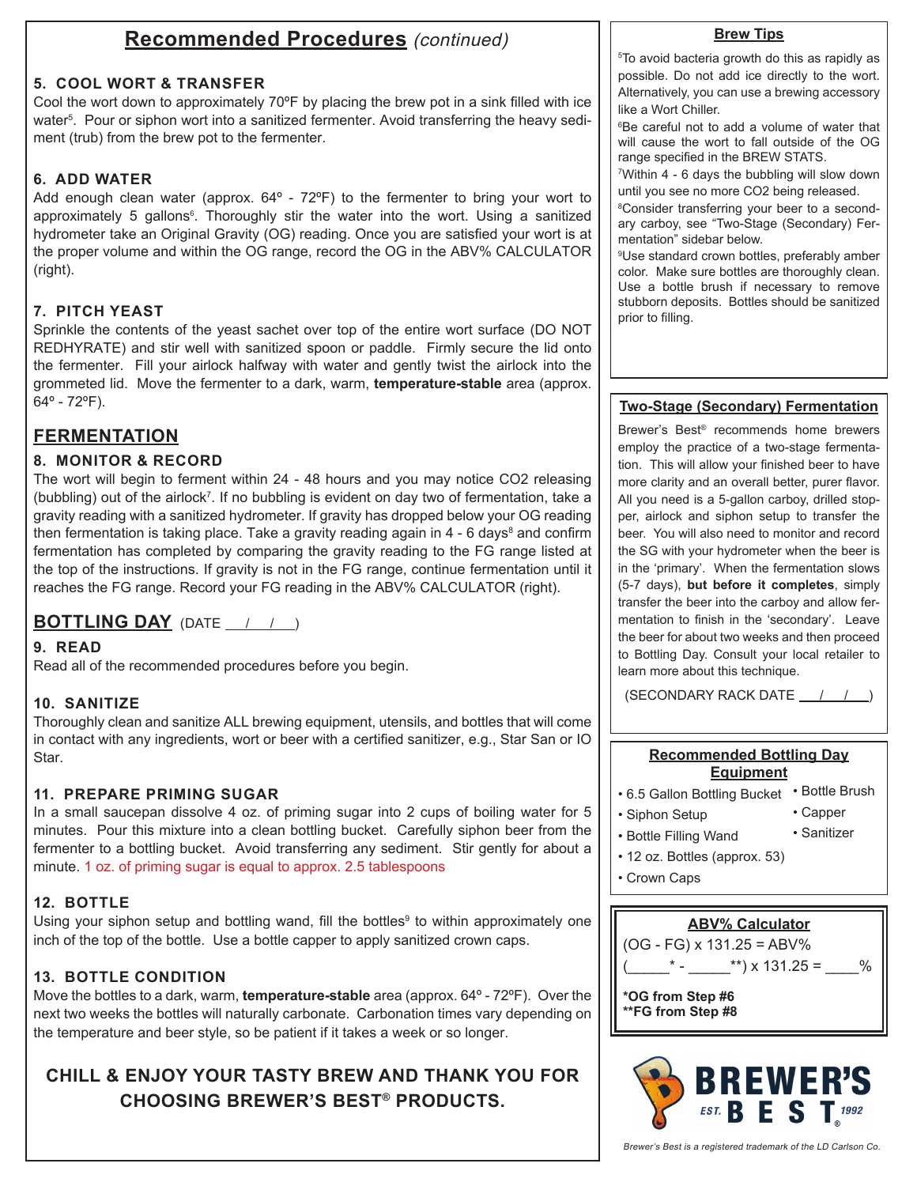# Recommended Procedures *(continued)*

### 5. COOL WORT & TRANSFER

Cool the wort down to approximately 70ºF by placing the brew pot in a sink filled with ice water[5]. Pour or siphon wort into a sanitized fermenter. Avoid transferring the heavy sediment (trub) from the brew pot to the fermenter.

### 6. ADD WATER

Add enough clean water (approx. 64º - 72ºF) to the fermenter to bring your wort to approximately 5 gallons[6]. Thoroughly stir the water into the wort. Using a sanitized hydrometer take an Original Gravity (OG) reading. Once you are satisfied your wort is at the proper volume and within the OG range, record the OG in the ABV% CALCULATOR (right).

### 7. PITCH YEAST

Sprinkle the contents of the yeast sachet over top of the entire wort surface (DO NOT REDHYRATE) and stir well with sanitized spoon or paddle. Firmly secure the lid onto the fermenter. Fill your airlock halfway with water and gently twist the airlock into the grommeted lid. Move the fermenter to a dark, warm, **temperature-stable** area (approx. 64º - 72ºF).

## FERMENTATION

### 8. MONITOR & RECORD

The wort will begin to ferment within 24 - 48 hours and you may notice $CO_2$ releasing (bubbling) out of the airlock[7]. If no bubbling is evident on day two of fermentation, take a gravity reading with a sanitized hydrometer. If gravity has dropped below your OG reading then fermentation is taking place. Take a gravity reading again in 4 - 6 days[8] and confirm fermentation has completed by comparing the gravity reading to the FG range listed at the top of the instructions. If gravity is not in the FG range, continue fermentation until it reaches the FG range. Record your FG reading in the ABV% CALCULATOR (right).

## BOTTLING DAY (DATE ___/___/___)

### 9. READ

Read all of the recommended procedures before you begin.

### 10. SANITIZE

Thoroughly clean and sanitize ALL brewing equipment, utensils, and bottles that will come in contact with any ingredients, wort or beer with a certified sanitizer, e.g., Star San or IO Star.

### 11. PREPARE PRIMING SUGAR

In a small saucepan dissolve 4 oz. of priming sugar into 2 cups of boiling water for 5 minutes. Pour this mixture into a clean bottling bucket. Carefully siphon beer from the fermenter to a bottling bucket. Avoid transferring any sediment. Stir gently for about a minute. 1 oz. of priming sugar is equal to approx. 2.5 tablespoons

### 12. BOTTLE

Using your siphon setup and bottling wand, fill the bottles[9] to within approximately one inch of the top of the bottle. Use a bottle capper to apply sanitized crown caps.

### 13. BOTTLE CONDITION

Move the bottles to a dark, warm, **temperature-stable** area (approx. 64º - 72ºF). Over the next two weeks the bottles will naturally carbonate. Carbonation times vary depending on the temperature and beer style, so be patient if it takes a week or so longer.

**CHILL & ENJOY YOUR TASTY BREW AND THANK YOU FOR CHOOSING BREWER'S BEST® PRODUCTS.**

## Brew Tips

[5]To avoid bacteria growth do this as rapidly as possible. Do not add ice directly to the wort. Alternatively, you can use a brewing accessory like a Wort Chiller.

[6]Be careful not to add a volume of water that will cause the wort to fall outside of the OG range specified in the BREW STATS.

[7]Within 4 - 6 days the bubbling will slow down until you see no more $CO_2$ being released.

[8]Consider transferring your beer to a secondary carboy, see "Two-Stage (Secondary) Fermentation" sidebar below.

[9]Use standard crown bottles, preferably amber color. Make sure bottles are thoroughly clean. Use a bottle brush if necessary to remove stubborn deposits. Bottles should be sanitized prior to filling.

## Two-Stage (Secondary) Fermentation

Brewer's Best® recommends home brewers employ the practice of a two-stage fermentation. This will allow your finished beer to have more clarity and an overall better, purer flavor. All you need is a 5-gallon carboy, drilled stopper, airlock and siphon setup to transfer the beer. You will also need to monitor and record the SG with your hydrometer when the beer is in the 'primary'. When the fermentation slows (5-7 days), **but before it completes**, simply transfer the beer into the carboy and allow fermentation to finish in the 'secondary'. Leave the beer for about two weeks and then proceed to Bottling Day. Consult your local retailer to learn more about this technique.

(SECONDARY RACK DATE ___/___/___)

## Recommended Bottling Day Equipment

- 6.5 Gallon Bottling Bucket
- Siphon Setup
- Bottle Filling Wand
- 12 oz. Bottles (approx. 53)
- Crown Caps
- Bottle Brush
- Capper
- Sanitizer

## ABV% Calculator

(OG - FG) x 131.25 = ABV%

(_____* - _____**) x 131.25 = ____%

**\*OG from Step #6**
**\*\*FG from Step #8**

BREWER'S BEST EST. 1992

*Brewer's Best is a registered trademark of the LD Carlson Co.*